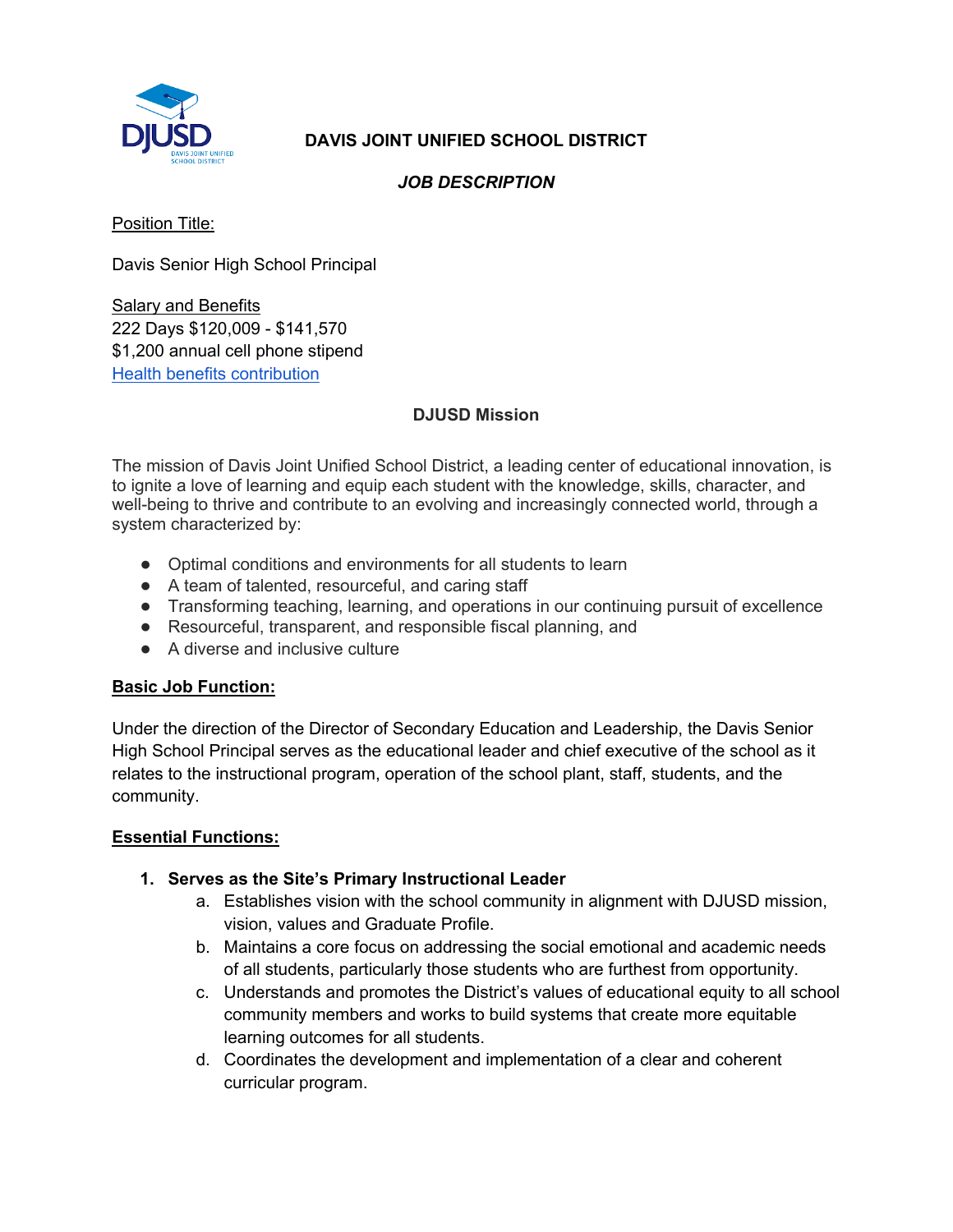# DAVIS JOINT UNIFIED SCHOOL DISTRICT

***JOB DESCRIPTION***

Position Title:

Davis Senior High School Principal

Salary and Benefits
222 Days $120,009 - $141,570
$1,200 annual cell phone stipend
Health benefits contribution

## DJUSD Mission

The mission of Davis Joint Unified School District, a leading center of educational innovation, is to ignite a love of learning and equip each student with the knowledge, skills, character, and well-being to thrive and contribute to an evolving and increasingly connected world, through a system characterized by:

- Optimal conditions and environments for all students to learn
- A team of talented, resourceful, and caring staff
- Transforming teaching, learning, and operations in our continuing pursuit of excellence
- Resourceful, transparent, and responsible fiscal planning, and
- A diverse and inclusive culture

**Basic Job Function:**

Under the direction of the Director of Secondary Education and Leadership, the Davis Senior High School Principal serves as the educational leader and chief executive of the school as it relates to the instructional program, operation of the school plant, staff, students, and the community.

**Essential Functions:**

1. **Serves as the Site's Primary Instructional Leader**
   a. Establishes vision with the school community in alignment with DJUSD mission, vision, values and Graduate Profile.
   b. Maintains a core focus on addressing the social emotional and academic needs of all students, particularly those students who are furthest from opportunity.
   c. Understands and promotes the District's values of educational equity to all school community members and works to build systems that create more equitable learning outcomes for all students.
   d. Coordinates the development and implementation of a clear and coherent curricular program.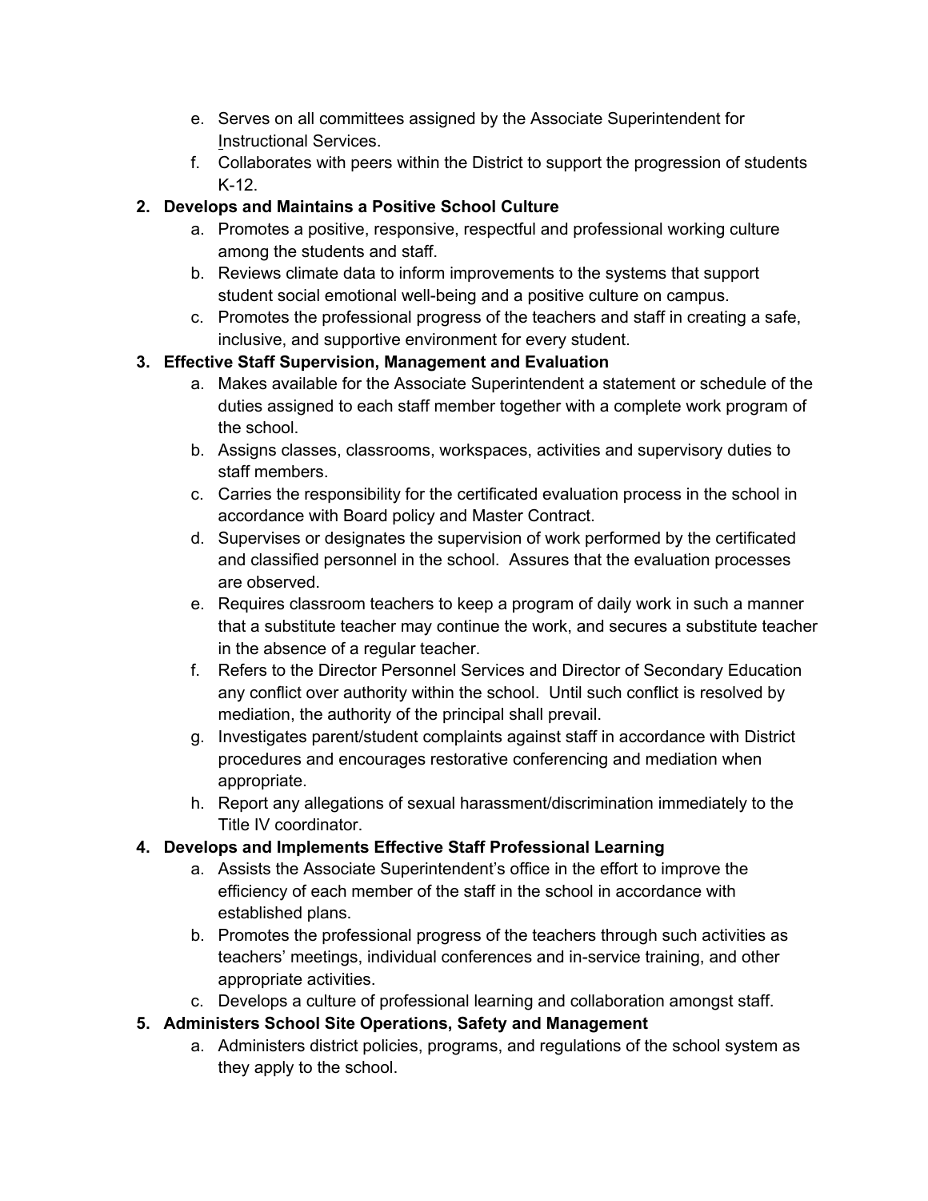e. Serves on all committees assigned by the Associate Superintendent for Instructional Services.
   f. Collaborates with peers within the District to support the progression of students K-12.

2. **Develops and Maintains a Positive School Culture**
   a. Promotes a positive, responsive, respectful and professional working culture among the students and staff.
   b. Reviews climate data to inform improvements to the systems that support student social emotional well-being and a positive culture on campus.
   c. Promotes the professional progress of the teachers and staff in creating a safe, inclusive, and supportive environment for every student.

3. **Effective Staff Supervision, Management and Evaluation**
   a. Makes available for the Associate Superintendent a statement or schedule of the duties assigned to each staff member together with a complete work program of the school.
   b. Assigns classes, classrooms, workspaces, activities and supervisory duties to staff members.
   c. Carries the responsibility for the certificated evaluation process in the school in accordance with Board policy and Master Contract.
   d. Supervises or designates the supervision of work performed by the certificated and classified personnel in the school. Assures that the evaluation processes are observed.
   e. Requires classroom teachers to keep a program of daily work in such a manner that a substitute teacher may continue the work, and secures a substitute teacher in the absence of a regular teacher.
   f. Refers to the Director Personnel Services and Director of Secondary Education any conflict over authority within the school. Until such conflict is resolved by mediation, the authority of the principal shall prevail.
   g. Investigates parent/student complaints against staff in accordance with District procedures and encourages restorative conferencing and mediation when appropriate.
   h. Report any allegations of sexual harassment/discrimination immediately to the Title IV coordinator.

4. **Develops and Implements Effective Staff Professional Learning**
   a. Assists the Associate Superintendent's office in the effort to improve the efficiency of each member of the staff in the school in accordance with established plans.
   b. Promotes the professional progress of the teachers through such activities as teachers' meetings, individual conferences and in-service training, and other appropriate activities.
   c. Develops a culture of professional learning and collaboration amongst staff.

5. **Administers School Site Operations, Safety and Management**
   a. Administers district policies, programs, and regulations of the school system as they apply to the school.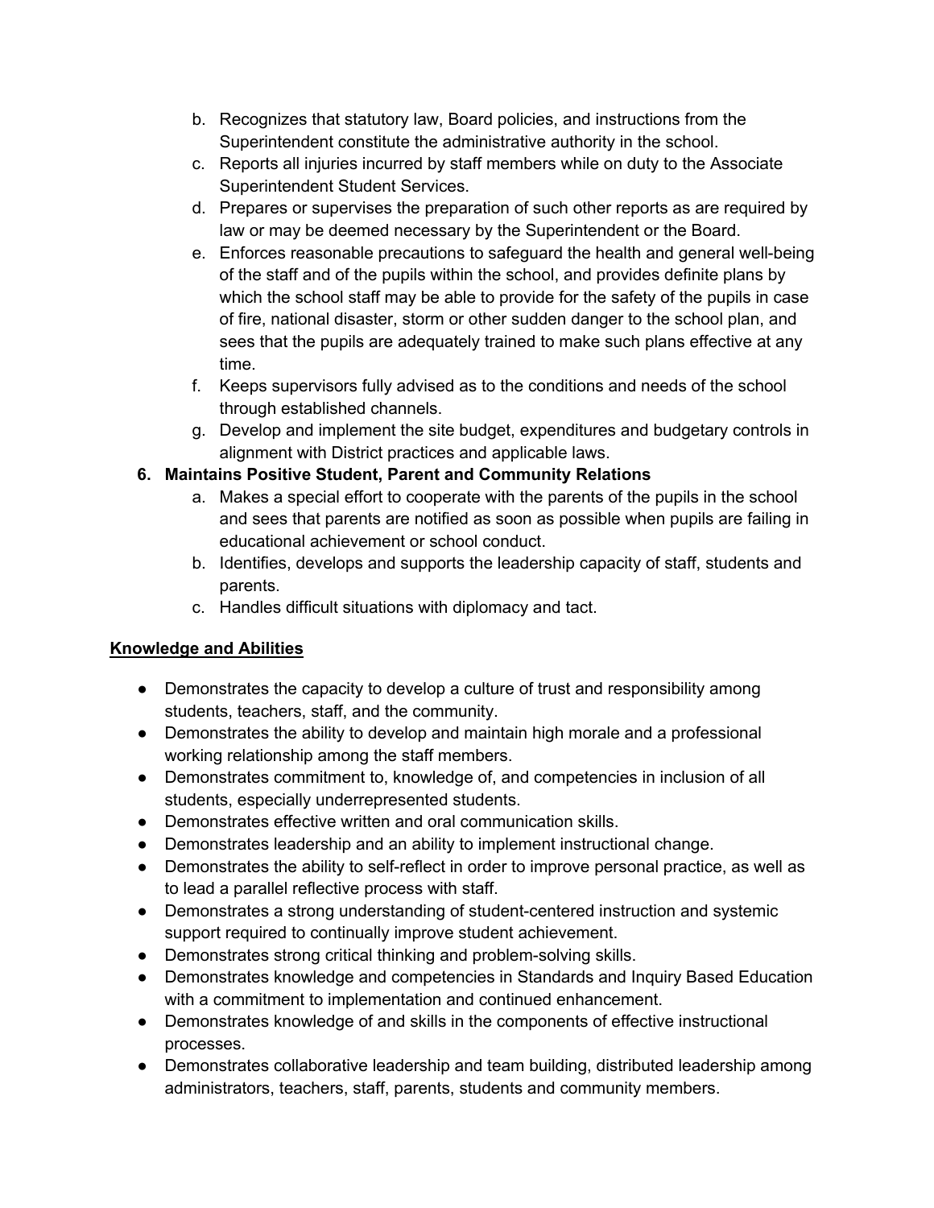b. Recognizes that statutory law, Board policies, and instructions from the Superintendent constitute the administrative authority in the school.
c. Reports all injuries incurred by staff members while on duty to the Associate Superintendent Student Services.
d. Prepares or supervises the preparation of such other reports as are required by law or may be deemed necessary by the Superintendent or the Board.
e. Enforces reasonable precautions to safeguard the health and general well-being of the staff and of the pupils within the school, and provides definite plans by which the school staff may be able to provide for the safety of the pupils in case of fire, national disaster, storm or other sudden danger to the school plan, and sees that the pupils are adequately trained to make such plans effective at any time.
f. Keeps supervisors fully advised as to the conditions and needs of the school through established channels.
g. Develop and implement the site budget, expenditures and budgetary controls in alignment with District practices and applicable laws.

**6. Maintains Positive Student, Parent and Community Relations**

a. Makes a special effort to cooperate with the parents of the pupils in the school and sees that parents are notified as soon as possible when pupils are failing in educational achievement or school conduct.
b. Identifies, develops and supports the leadership capacity of staff, students and parents.
c. Handles difficult situations with diplomacy and tact.

**Knowledge and Abilities**

- Demonstrates the capacity to develop a culture of trust and responsibility among students, teachers, staff, and the community.
- Demonstrates the ability to develop and maintain high morale and a professional working relationship among the staff members.
- Demonstrates commitment to, knowledge of, and competencies in inclusion of all students, especially underrepresented students.
- Demonstrates effective written and oral communication skills.
- Demonstrates leadership and an ability to implement instructional change.
- Demonstrates the ability to self-reflect in order to improve personal practice, as well as to lead a parallel reflective process with staff.
- Demonstrates a strong understanding of student-centered instruction and systemic support required to continually improve student achievement.
- Demonstrates strong critical thinking and problem-solving skills.
- Demonstrates knowledge and competencies in Standards and Inquiry Based Education with a commitment to implementation and continued enhancement.
- Demonstrates knowledge of and skills in the components of effective instructional processes.
- Demonstrates collaborative leadership and team building, distributed leadership among administrators, teachers, staff, parents, students and community members.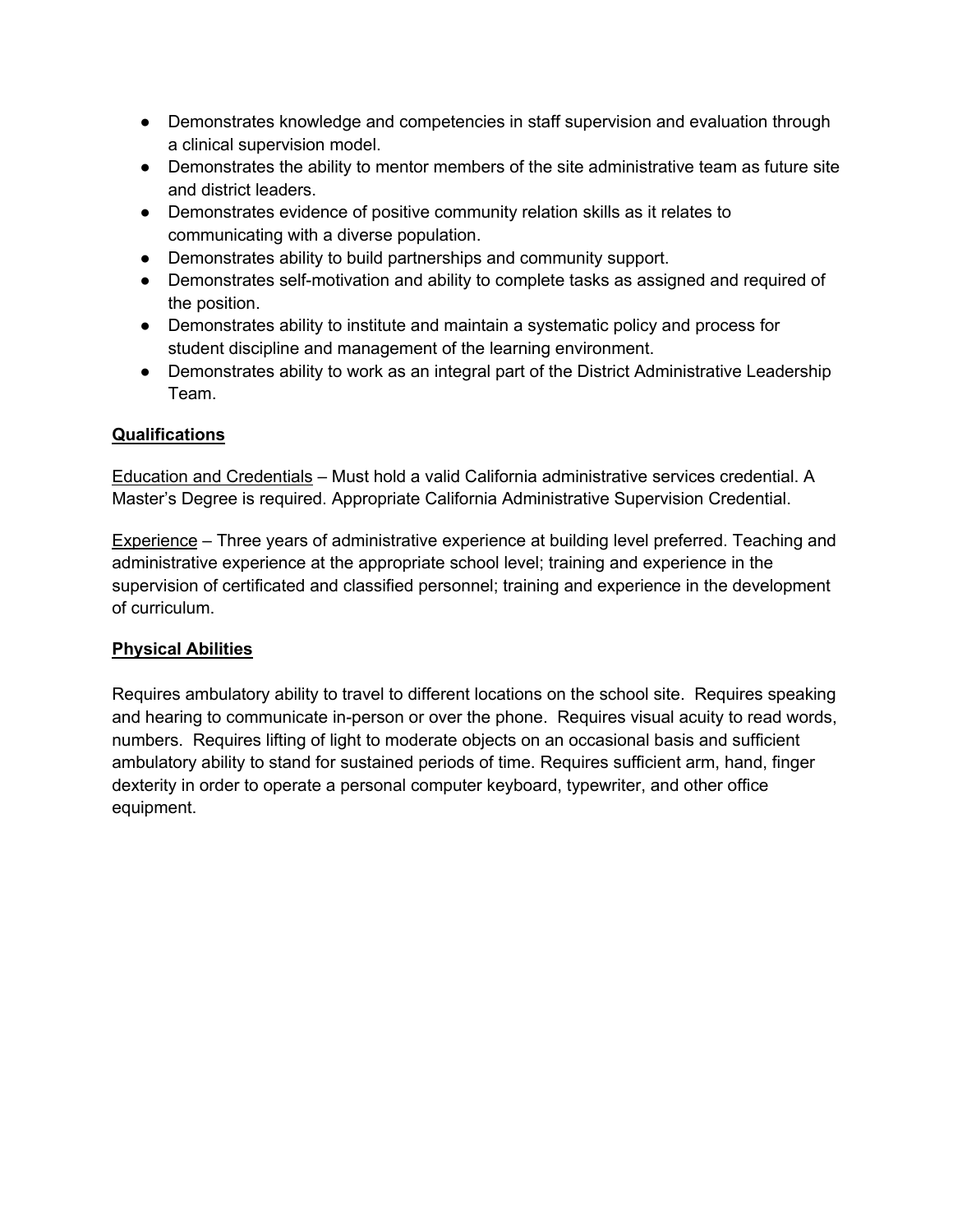- Demonstrates knowledge and competencies in staff supervision and evaluation through a clinical supervision model.
- Demonstrates the ability to mentor members of the site administrative team as future site and district leaders.
- Demonstrates evidence of positive community relation skills as it relates to communicating with a diverse population.
- Demonstrates ability to build partnerships and community support.
- Demonstrates self-motivation and ability to complete tasks as assigned and required of the position.
- Demonstrates ability to institute and maintain a systematic policy and process for student discipline and management of the learning environment.
- Demonstrates ability to work as an integral part of the District Administrative Leadership Team.

## Qualifications

Education and Credentials – Must hold a valid California administrative services credential. A Master's Degree is required. Appropriate California Administrative Supervision Credential.

Experience – Three years of administrative experience at building level preferred. Teaching and administrative experience at the appropriate school level; training and experience in the supervision of certificated and classified personnel; training and experience in the development of curriculum.

## Physical Abilities

Requires ambulatory ability to travel to different locations on the school site. Requires speaking and hearing to communicate in-person or over the phone. Requires visual acuity to read words, numbers. Requires lifting of light to moderate objects on an occasional basis and sufficient ambulatory ability to stand for sustained periods of time. Requires sufficient arm, hand, finger dexterity in order to operate a personal computer keyboard, typewriter, and other office equipment.